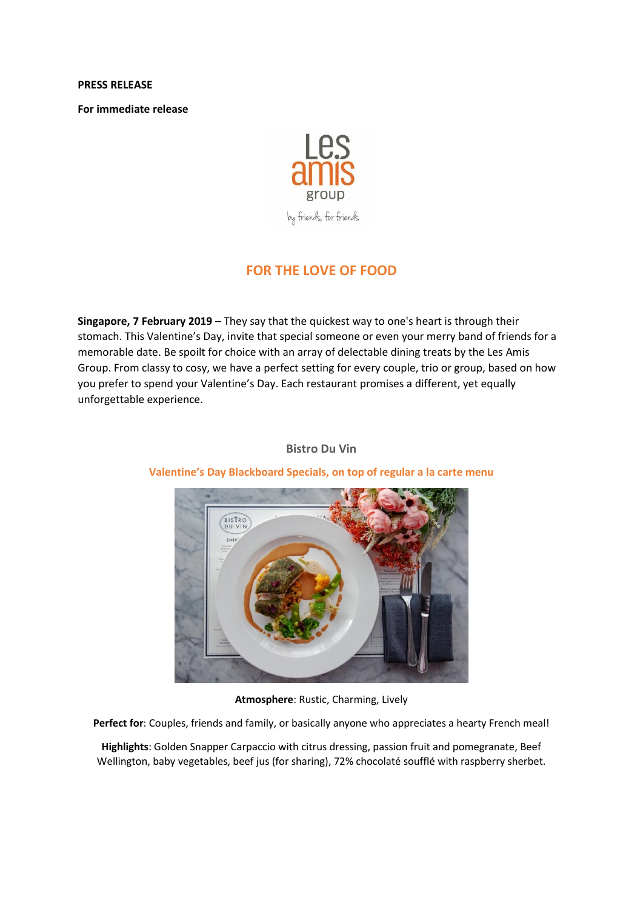**PRESS RELEASE**

**For immediate release**

# FOR THE LOVE OF FOOD

**Singapore, 7 February 2019** – They say that the quickest way to one's heart is through their stomach. This Valentine's Day, invite that special someone or even your merry band of friends for a memorable date. Be spoilt for choice with an array of delectable dining treats by the Les Amis Group. From classy to cosy, we have a perfect setting for every couple, trio or group, based on how you prefer to spend your Valentine's Day. Each restaurant promises a different, yet equally unforgettable experience.

## Bistro Du Vin

### Valentine's Day Blackboard Specials, on top of regular a la carte menu

**Atmosphere**: Rustic, Charming, Lively

**Perfect for**: Couples, friends and family, or basically anyone who appreciates a hearty French meal!

**Highlights**: Golden Snapper Carpaccio with citrus dressing, passion fruit and pomegranate, Beef Wellington, baby vegetables, beef jus (for sharing), 72% chocolaté soufflé with raspberry sherbet.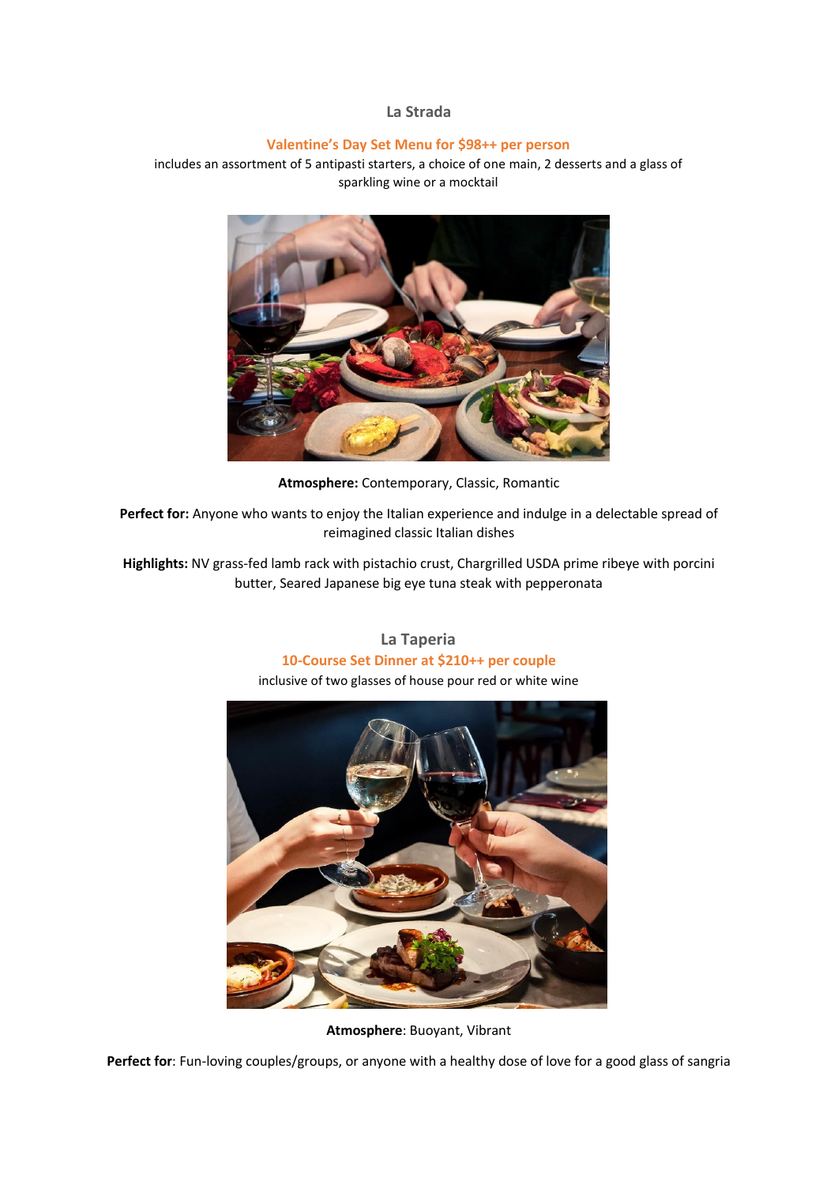## La Strada

**Valentine's Day Set Menu for $98++ per person**

includes an assortment of 5 antipasti starters, a choice of one main, 2 desserts and a glass of sparkling wine or a mocktail

**Atmosphere:** Contemporary, Classic, Romantic

**Perfect for:** Anyone who wants to enjoy the Italian experience and indulge in a delectable spread of reimagined classic Italian dishes

**Highlights:** NV grass-fed lamb rack with pistachio crust, Chargrilled USDA prime ribeye with porcini butter, Seared Japanese big eye tuna steak with pepperonata

## La Taperia

**10-Course Set Dinner at $210++ per couple**

inclusive of two glasses of house pour red or white wine

**Atmosphere**: Buoyant, Vibrant

**Perfect for**: Fun-loving couples/groups, or anyone with a healthy dose of love for a good glass of sangria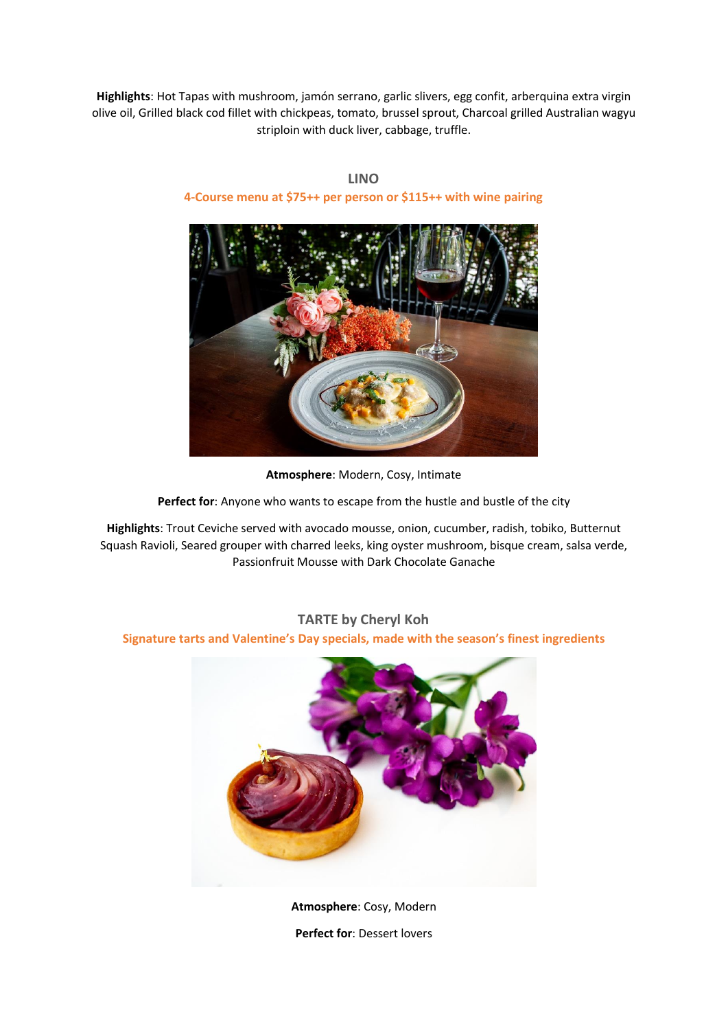**Highlights**: Hot Tapas with mushroom, jamón serrano, garlic slivers, egg confit, arberquina extra virgin olive oil, Grilled black cod fillet with chickpeas, tomato, brussel sprout, Charcoal grilled Australian wagyu striploin with duck liver, cabbage, truffle.

## LINO

**4-Course menu at $75++ per person or $115++ with wine pairing**

**Atmosphere**: Modern, Cosy, Intimate

**Perfect for**: Anyone who wants to escape from the hustle and bustle of the city

**Highlights**: Trout Ceviche served with avocado mousse, onion, cucumber, radish, tobiko, Butternut Squash Ravioli, Seared grouper with charred leeks, king oyster mushroom, bisque cream, salsa verde, Passionfruit Mousse with Dark Chocolate Ganache

## TARTE by Cheryl Koh

**Signature tarts and Valentine's Day specials, made with the season's finest ingredients**

**Atmosphere**: Cosy, Modern

**Perfect for**: Dessert lovers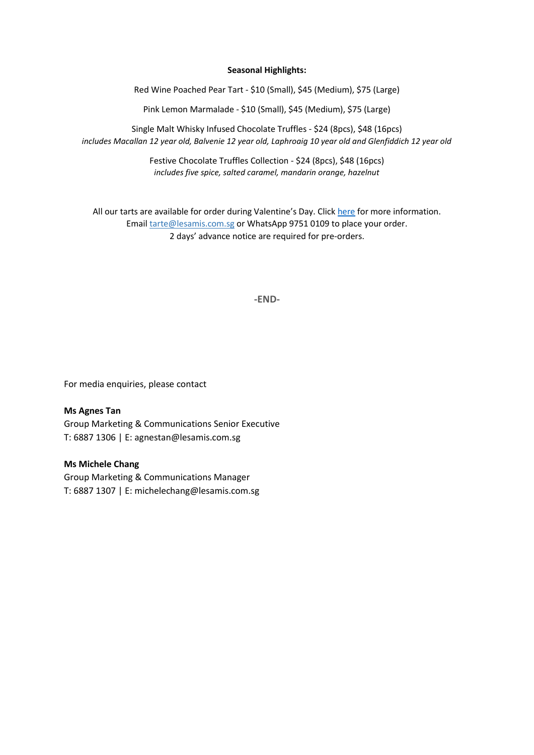**Seasonal Highlights:**

Red Wine Poached Pear Tart - $10 (Small), $45 (Medium), $75 (Large)

Pink Lemon Marmalade - $10 (Small), $45 (Medium), $75 (Large)

Single Malt Whisky Infused Chocolate Truffles - $24 (8pcs), $48 (16pcs)
*includes Macallan 12 year old, Balvenie 12 year old, Laphroaig 10 year old and Glenfiddich 12 year old*

Festive Chocolate Truffles Collection - $24 (8pcs), $48 (16pcs)
*includes five spice, salted caramel, mandarin orange, hazelnut*

All our tarts are available for order during Valentine's Day. Click here for more information.
Email tarte@lesamis.com.sg or WhatsApp 9751 0109 to place your order.
2 days' advance notice are required for pre-orders.

**-END-**

For media enquiries, please contact

**Ms Agnes Tan**
Group Marketing & Communications Senior Executive
T: 6887 1306 | E: agnestan@lesamis.com.sg

**Ms Michele Chang**
Group Marketing & Communications Manager
T: 6887 1307 | E: michelechang@lesamis.com.sg